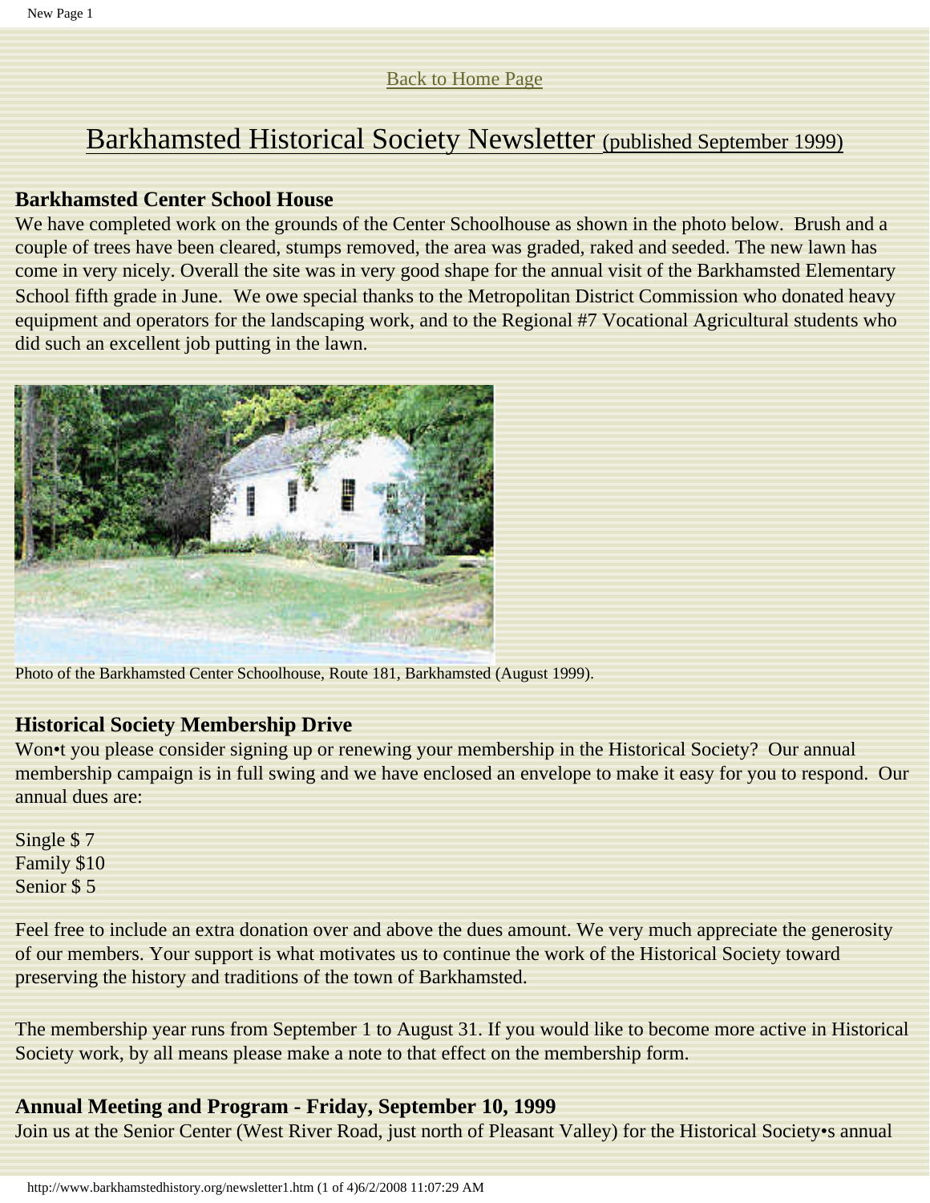Back to Home Page

# Barkhamsted Historical Society Newsletter (published September 1999)

**Barkhamsted Center School House**

We have completed work on the grounds of the Center Schoolhouse as shown in the photo below. Brush and a couple of trees have been cleared, stumps removed, the area was graded, raked and seeded. The new lawn has come in very nicely. Overall the site was in very good shape for the annual visit of the Barkhamsted Elementary School fifth grade in June. We owe special thanks to the Metropolitan District Commission who donated heavy equipment and operators for the landscaping work, and to the Regional #7 Vocational Agricultural students who did such an excellent job putting in the lawn.

Photo of the Barkhamsted Center Schoolhouse, Route 181, Barkhamsted (August 1999).

**Historical Society Membership Drive**

Won•t you please consider signing up or renewing your membership in the Historical Society? Our annual membership campaign is in full swing and we have enclosed an envelope to make it easy for you to respond. Our annual dues are:

Single $ 7  
Family $10  
Senior $ 5

Feel free to include an extra donation over and above the dues amount. We very much appreciate the generosity of our members. Your support is what motivates us to continue the work of the Historical Society toward preserving the history and traditions of the town of Barkhamsted.

The membership year runs from September 1 to August 31. If you would like to become more active in Historical Society work, by all means please make a note to that effect on the membership form.

**Annual Meeting and Program - Friday, September 10, 1999**

Join us at the Senior Center (West River Road, just north of Pleasant Valley) for the Historical Society•s annual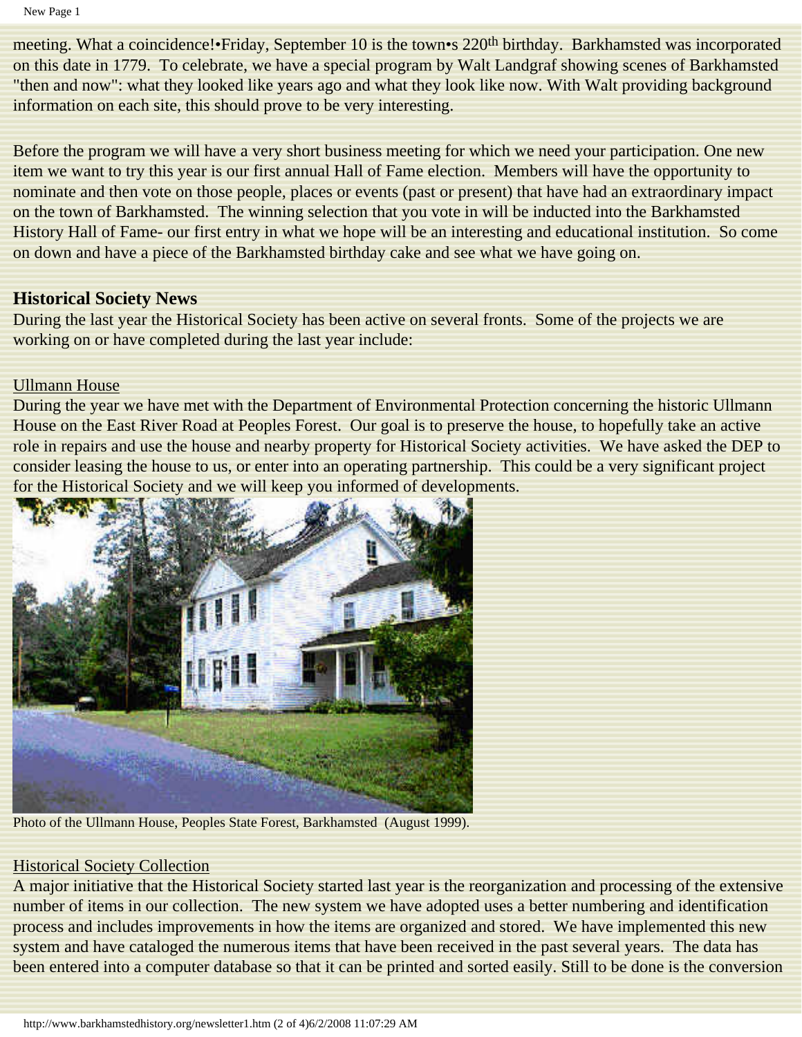meeting. What a coincidence!•Friday, September 10 is the town•s 220th birthday. Barkhamsted was incorporated on this date in 1779. To celebrate, we have a special program by Walt Landgraf showing scenes of Barkhamsted "then and now": what they looked like years ago and what they look like now. With Walt providing background information on each site, this should prove to be very interesting.

Before the program we will have a very short business meeting for which we need your participation. One new item we want to try this year is our first annual Hall of Fame election. Members will have the opportunity to nominate and then vote on those people, places or events (past or present) that have had an extraordinary impact on the town of Barkhamsted. The winning selection that you vote in will be inducted into the Barkhamsted History Hall of Fame- our first entry in what we hope will be an interesting and educational institution. So come on down and have a piece of the Barkhamsted birthday cake and see what we have going on.

### Historical Society News

During the last year the Historical Society has been active on several fronts. Some of the projects we are working on or have completed during the last year include:

Ullmann House

During the year we have met with the Department of Environmental Protection concerning the historic Ullmann House on the East River Road at Peoples Forest. Our goal is to preserve the house, to hopefully take an active role in repairs and use the house and nearby property for Historical Society activities. We have asked the DEP to consider leasing the house to us, or enter into an operating partnership. This could be a very significant project for the Historical Society and we will keep you informed of developments.

Photo of the Ullmann House, Peoples State Forest, Barkhamsted (August 1999).

Historical Society Collection

A major initiative that the Historical Society started last year is the reorganization and processing of the extensive number of items in our collection. The new system we have adopted uses a better numbering and identification process and includes improvements in how the items are organized and stored. We have implemented this new system and have cataloged the numerous items that have been received in the past several years. The data has been entered into a computer database so that it can be printed and sorted easily. Still to be done is the conversion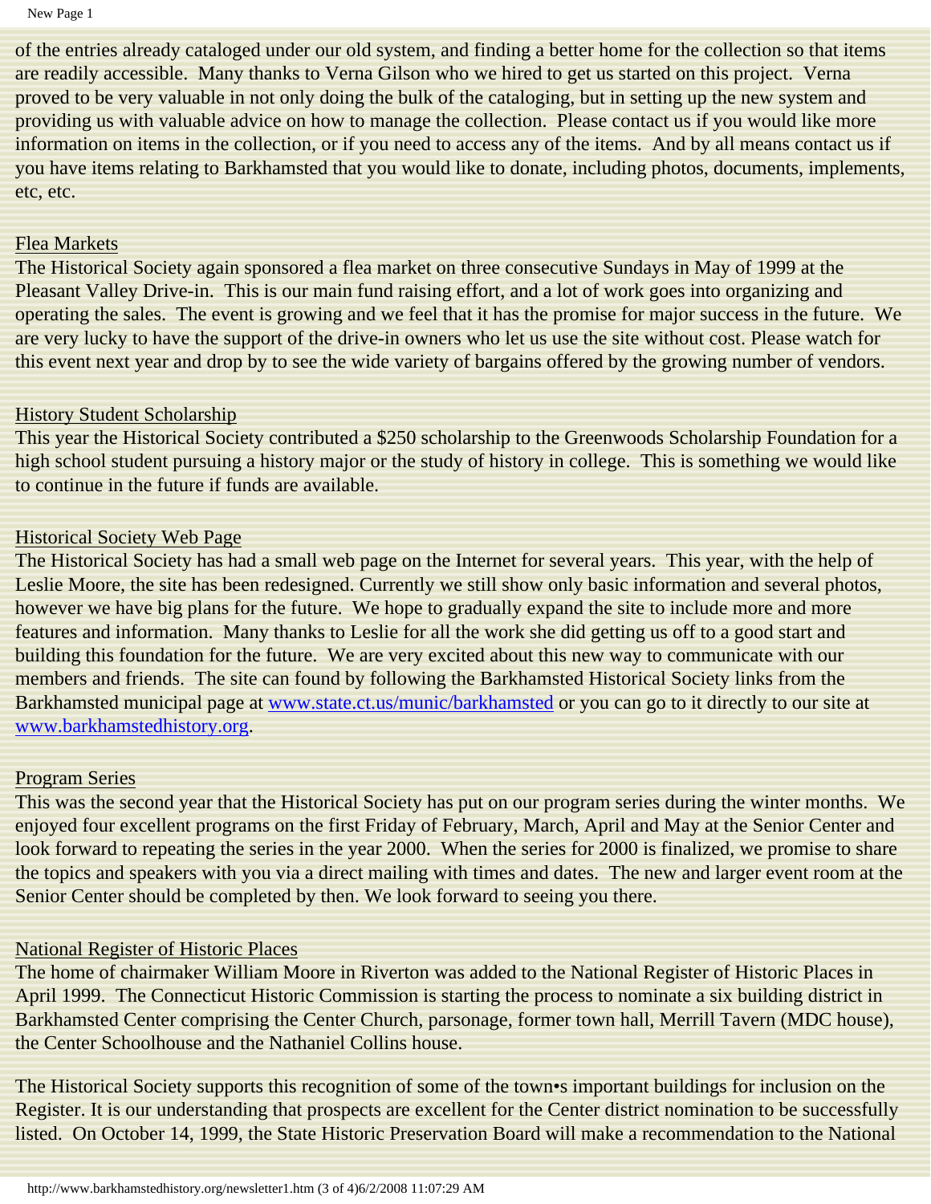of the entries already cataloged under our old system, and finding a better home for the collection so that items are readily accessible. Many thanks to Verna Gilson who we hired to get us started on this project. Verna proved to be very valuable in not only doing the bulk of the cataloging, but in setting up the new system and providing us with valuable advice on how to manage the collection. Please contact us if you would like more information on items in the collection, or if you need to access any of the items. And by all means contact us if you have items relating to Barkhamsted that you would like to donate, including photos, documents, implements, etc, etc.

## Flea Markets

The Historical Society again sponsored a flea market on three consecutive Sundays in May of 1999 at the Pleasant Valley Drive-in. This is our main fund raising effort, and a lot of work goes into organizing and operating the sales. The event is growing and we feel that it has the promise for major success in the future. We are very lucky to have the support of the drive-in owners who let us use the site without cost. Please watch for this event next year and drop by to see the wide variety of bargains offered by the growing number of vendors.

## History Student Scholarship

This year the Historical Society contributed a $250 scholarship to the Greenwoods Scholarship Foundation for a high school student pursuing a history major or the study of history in college. This is something we would like to continue in the future if funds are available.

## Historical Society Web Page

The Historical Society has had a small web page on the Internet for several years. This year, with the help of Leslie Moore, the site has been redesigned. Currently we still show only basic information and several photos, however we have big plans for the future. We hope to gradually expand the site to include more and more features and information. Many thanks to Leslie for all the work she did getting us off to a good start and building this foundation for the future. We are very excited about this new way to communicate with our members and friends. The site can found by following the Barkhamsted Historical Society links from the Barkhamsted municipal page at [www.state.ct.us/munic/barkhamsted](http://www.state.ct.us/munic/barkhamsted) or you can go to it directly to our site at [www.barkhamstedhistory.org](http://www.barkhamstedhistory.org).

## Program Series

This was the second year that the Historical Society has put on our program series during the winter months. We enjoyed four excellent programs on the first Friday of February, March, April and May at the Senior Center and look forward to repeating the series in the year 2000. When the series for 2000 is finalized, we promise to share the topics and speakers with you via a direct mailing with times and dates. The new and larger event room at the Senior Center should be completed by then. We look forward to seeing you there.

## National Register of Historic Places

The home of chairmaker William Moore in Riverton was added to the National Register of Historic Places in April 1999. The Connecticut Historic Commission is starting the process to nominate a six building district in Barkhamsted Center comprising the Center Church, parsonage, former town hall, Merrill Tavern (MDC house), the Center Schoolhouse and the Nathaniel Collins house.

The Historical Society supports this recognition of some of the town•s important buildings for inclusion on the Register. It is our understanding that prospects are excellent for the Center district nomination to be successfully listed. On October 14, 1999, the State Historic Preservation Board will make a recommendation to the National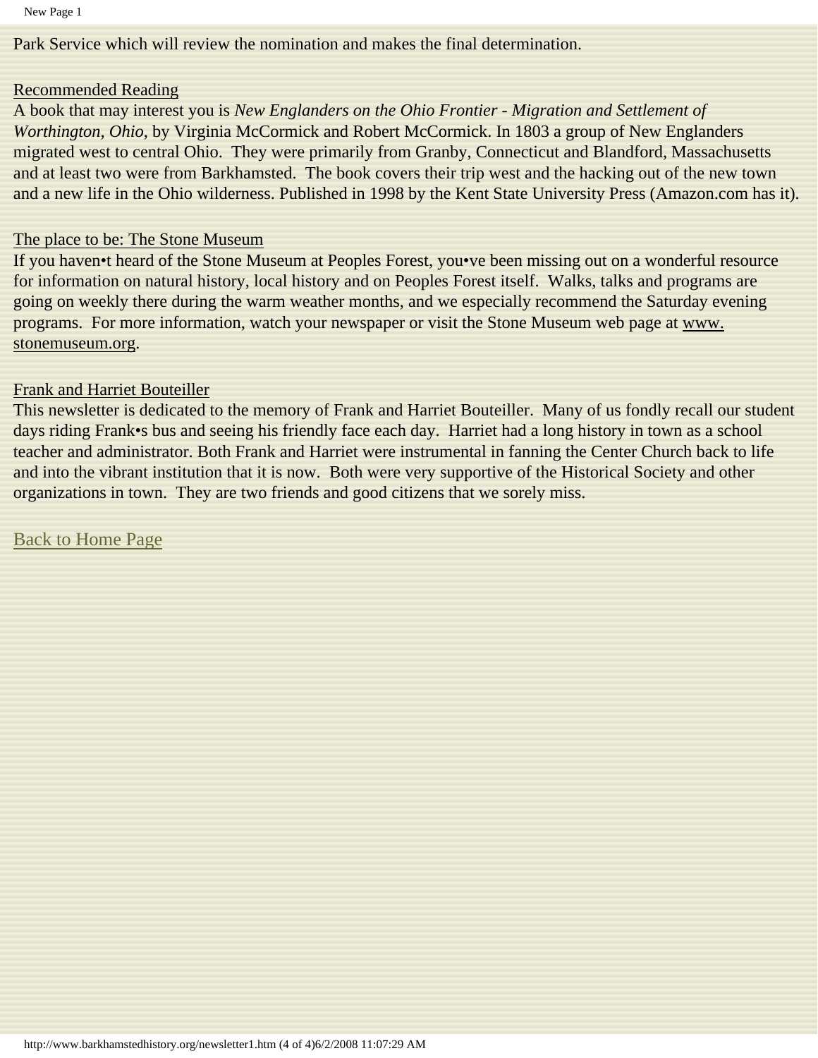Park Service which will review the nomination and makes the final determination.

## Recommended Reading

A book that may interest you is *New Englanders on the Ohio Frontier - Migration and Settlement of Worthington, Ohio*, by Virginia McCormick and Robert McCormick. In 1803 a group of New Englanders migrated west to central Ohio. They were primarily from Granby, Connecticut and Blandford, Massachusetts and at least two were from Barkhamsted. The book covers their trip west and the hacking out of the new town and a new life in the Ohio wilderness. Published in 1998 by the Kent State University Press (Amazon.com has it).

## The place to be: The Stone Museum

If you haven•t heard of the Stone Museum at Peoples Forest, you•ve been missing out on a wonderful resource for information on natural history, local history and on Peoples Forest itself. Walks, talks and programs are going on weekly there during the warm weather months, and we especially recommend the Saturday evening programs. For more information, watch your newspaper or visit the Stone Museum web page at www.stonemuseum.org.

## Frank and Harriet Bouteiller

This newsletter is dedicated to the memory of Frank and Harriet Bouteiller. Many of us fondly recall our student days riding Frank•s bus and seeing his friendly face each day. Harriet had a long history in town as a school teacher and administrator. Both Frank and Harriet were instrumental in fanning the Center Church back to life and into the vibrant institution that it is now. Both were very supportive of the Historical Society and other organizations in town. They are two friends and good citizens that we sorely miss.

Back to Home Page